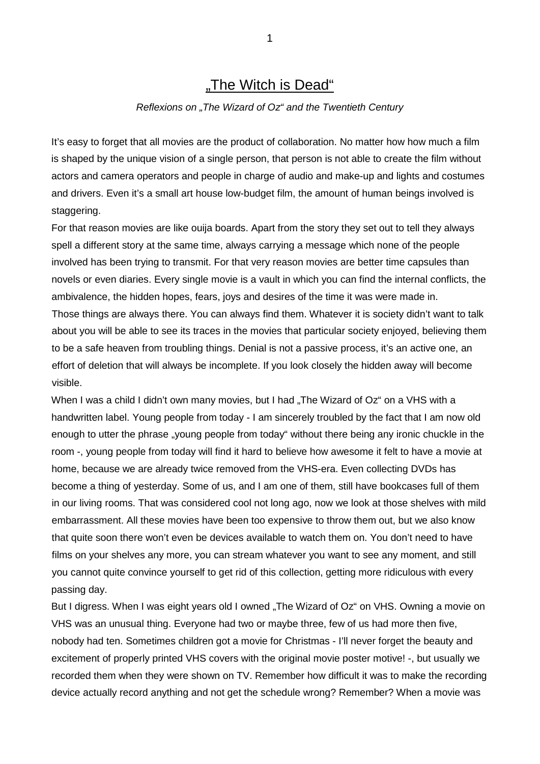# „The Witch is Dead“

*Reflexions on „The Wizard of Oz“ and the Twentieth Century*

It's easy to forget that all movies are the product of collaboration. No matter how how much a film is shaped by the unique vision of a single person, that person is not able to create the film without actors and camera operators and people in charge of audio and make-up and lights and costumes and drivers. Even it's a small art house low-budget film, the amount of human beings involved is staggering.

For that reason movies are like ouija boards. Apart from the story they set out to tell they always spell a different story at the same time, always carrying a message which none of the people involved has been trying to transmit. For that very reason movies are better time capsules than novels or even diaries. Every single movie is a vault in which you can find the internal conflicts, the ambivalence, the hidden hopes, fears, joys and desires of the time it was were made in.

Those things are always there. You can always find them. Whatever it is society didn't want to talk about you will be able to see its traces in the movies that particular society enjoyed, believing them to be a safe heaven from troubling things. Denial is not a passive process, it's an active one, an effort of deletion that will always be incomplete. If you look closely the hidden away will become visible.

When I was a child I didn't own many movies, but I had „The Wizard of Oz“ on a VHS with a handwritten label. Young people from today - I am sincerely troubled by the fact that I am now old enough to utter the phrase „young people from today“ without there being any ironic chuckle in the room -, young people from today will find it hard to believe how awesome it felt to have a movie at home, because we are already twice removed from the VHS-era. Even collecting DVDs has become a thing of yesterday. Some of us, and I am one of them, still have bookcases full of them in our living rooms. That was considered cool not long ago, now we look at those shelves with mild embarrassment. All these movies have been too expensive to throw them out, but we also know that quite soon there won't even be devices available to watch them on. You don't need to have films on your shelves any more, you can stream whatever you want to see any moment, and still you cannot quite convince yourself to get rid of this collection, getting more ridiculous with every passing day.

But I digress. When I was eight years old I owned „The Wizard of Oz“ on VHS. Owning a movie on VHS was an unusual thing. Everyone had two or maybe three, few of us had more then five, nobody had ten. Sometimes children got a movie for Christmas - I'll never forget the beauty and excitement of properly printed VHS covers with the original movie poster motive! -, but usually we recorded them when they were shown on TV. Remember how difficult it was to make the recording device actually record anything and not get the schedule wrong? Remember? When a movie was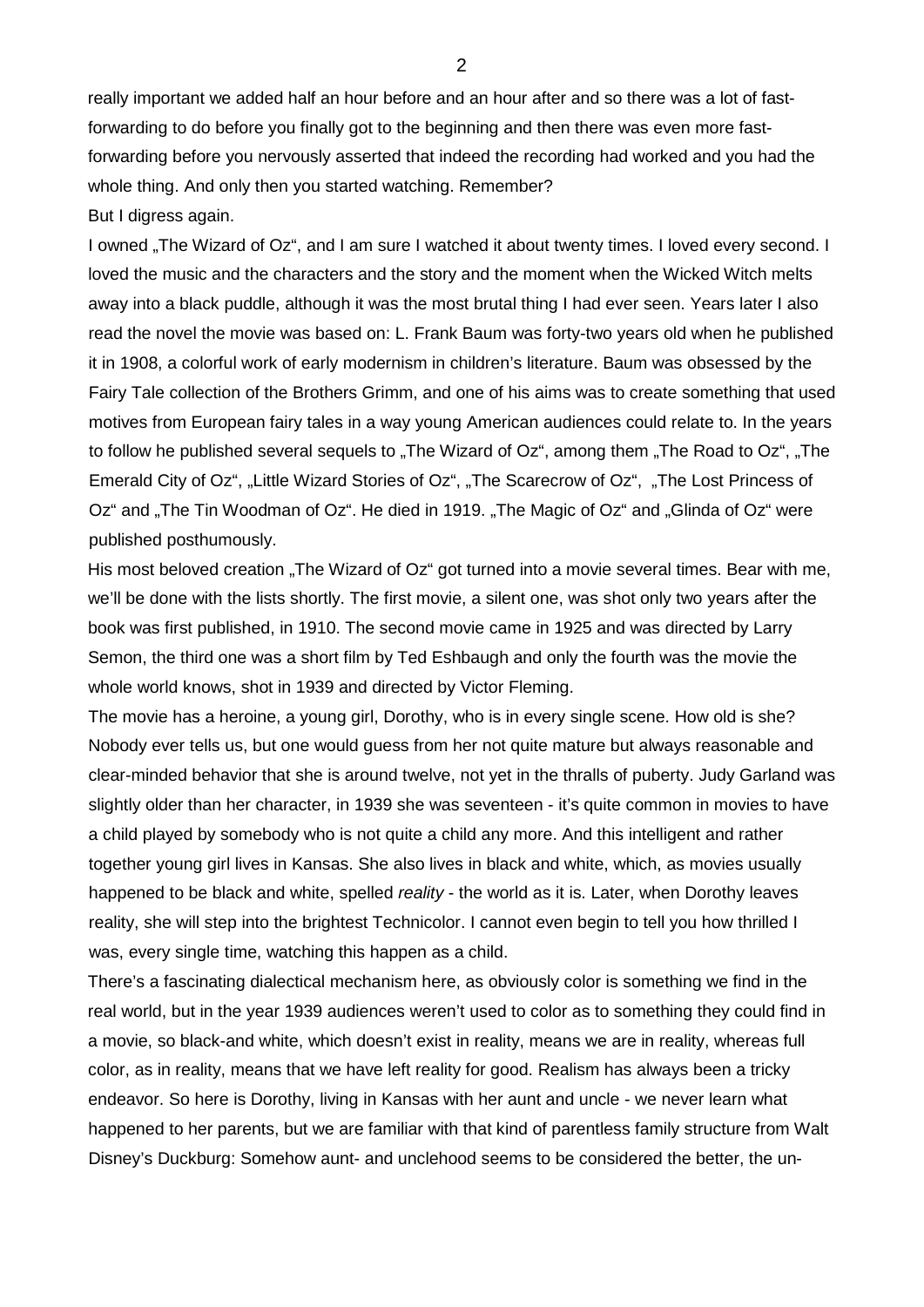really important we added half an hour before and an hour after and so there was a lot of fast-forwarding to do before you finally got to the beginning and then there was even more fast-forwarding before you nervously asserted that indeed the recording had worked and you had the whole thing. And only then you started watching. Remember?

But I digress again.

I owned „The Wizard of Oz“, and I am sure I watched it about twenty times. I loved every second. I loved the music and the characters and the story and the moment when the Wicked Witch melts away into a black puddle, although it was the most brutal thing I had ever seen. Years later I also read the novel the movie was based on: L. Frank Baum was forty-two years old when he published it in 1908, a colorful work of early modernism in children's literature. Baum was obsessed by the Fairy Tale collection of the Brothers Grimm, and one of his aims was to create something that used motives from European fairy tales in a way young American audiences could relate to. In the years to follow he published several sequels to „The Wizard of Oz“, among them „The Road to Oz“, „The Emerald City of Oz“, „Little Wizard Stories of Oz“, „The Scarecrow of Oz“, „The Lost Princess of Oz“ and „The Tin Woodman of Oz“. He died in 1919. „The Magic of Oz“ and „Glinda of Oz“ were published posthumously.

His most beloved creation „The Wizard of Oz“ got turned into a movie several times. Bear with me, we'll be done with the lists shortly. The first movie, a silent one, was shot only two years after the book was first published, in 1910. The second movie came in 1925 and was directed by Larry Semon, the third one was a short film by Ted Eshbaugh and only the fourth was the movie the whole world knows, shot in 1939 and directed by Victor Fleming.

The movie has a heroine, a young girl, Dorothy, who is in every single scene. How old is she? Nobody ever tells us, but one would guess from her not quite mature but always reasonable and clear-minded behavior that she is around twelve, not yet in the thralls of puberty. Judy Garland was slightly older than her character, in 1939 she was seventeen - it's quite common in movies to have a child played by somebody who is not quite a child any more. And this intelligent and rather together young girl lives in Kansas. She also lives in black and white, which, as movies usually happened to be black and white, spelled *reality* - the world as it is. Later, when Dorothy leaves reality, she will step into the brightest Technicolor. I cannot even begin to tell you how thrilled I was, every single time, watching this happen as a child.

There's a fascinating dialectical mechanism here, as obviously color is something we find in the real world, but in the year 1939 audiences weren't used to color as to something they could find in a movie, so black-and white, which doesn't exist in reality, means we are in reality, whereas full color, as in reality, means that we have left reality for good. Realism has always been a tricky endeavor. So here is Dorothy, living in Kansas with her aunt and uncle - we never learn what happened to her parents, but we are familiar with that kind of parentless family structure from Walt Disney's Duckburg: Somehow aunt- and unclehood seems to be considered the better, the un-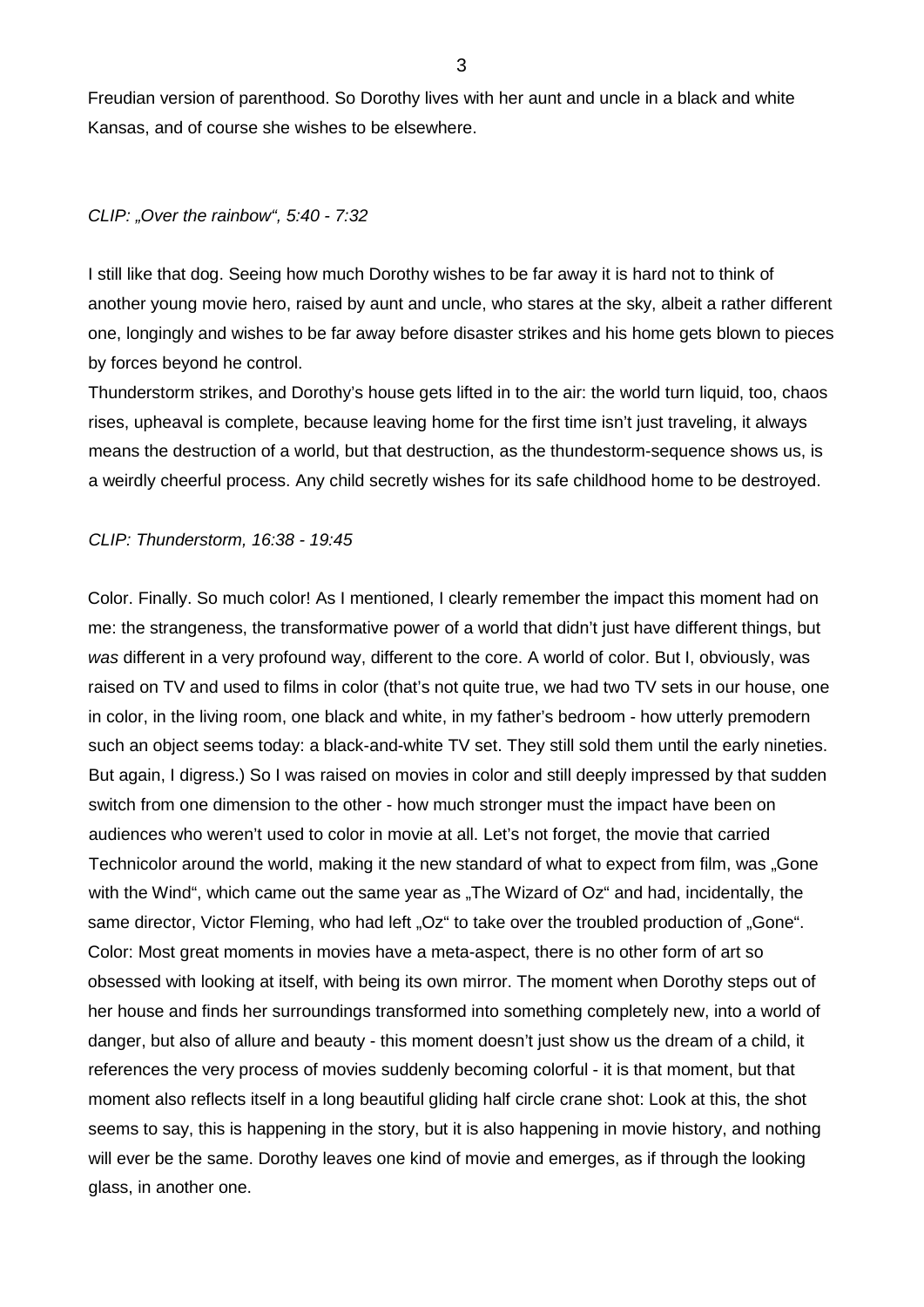Freudian version of parenthood. So Dorothy lives with her aunt and uncle in a black and white Kansas, and of course she wishes to be elsewhere.

*CLIP: „Over the rainbow", 5:40 - 7:32*

I still like that dog. Seeing how much Dorothy wishes to be far away it is hard not to think of another young movie hero, raised by aunt and uncle, who stares at the sky, albeit a rather different one, longingly and wishes to be far away before disaster strikes and his home gets blown to pieces by forces beyond he control.
Thunderstorm strikes, and Dorothy's house gets lifted in to the air: the world turn liquid, too, chaos rises, upheaval is complete, because leaving home for the first time isn't just traveling, it always means the destruction of a world, but that destruction, as the thundestorm-sequence shows us, is a weirdly cheerful process. Any child secretly wishes for its safe childhood home to be destroyed.

*CLIP: Thunderstorm, 16:38 - 19:45*

Color. Finally. So much color! As I mentioned, I clearly remember the impact this moment had on me: the strangeness, the transformative power of a world that didn't just have different things, but *was* different in a very profound way, different to the core. A world of color. But I, obviously, was raised on TV and used to films in color (that's not quite true, we had two TV sets in our house, one in color, in the living room, one black and white, in my father's bedroom - how utterly premodern such an object seems today: a black-and-white TV set. They still sold them until the early nineties. But again, I digress.) So I was raised on movies in color and still deeply impressed by that sudden switch from one dimension to the other - how much stronger must the impact have been on audiences who weren't used to color in movie at all. Let's not forget, the movie that carried Technicolor around the world, making it the new standard of what to expect from film, was „Gone with the Wind", which came out the same year as „The Wizard of Oz" and had, incidentally, the same director, Victor Fleming, who had left „Oz" to take over the troubled production of „Gone". Color: Most great moments in movies have a meta-aspect, there is no other form of art so obsessed with looking at itself, with being its own mirror. The moment when Dorothy steps out of her house and finds her surroundings transformed into something completely new, into a world of danger, but also of allure and beauty - this moment doesn't just show us the dream of a child, it references the very process of movies suddenly becoming colorful - it is that moment, but that moment also reflects itself in a long beautiful gliding half circle crane shot: Look at this, the shot seems to say, this is happening in the story, but it is also happening in movie history, and nothing will ever be the same. Dorothy leaves one kind of movie and emerges, as if through the looking glass, in another one.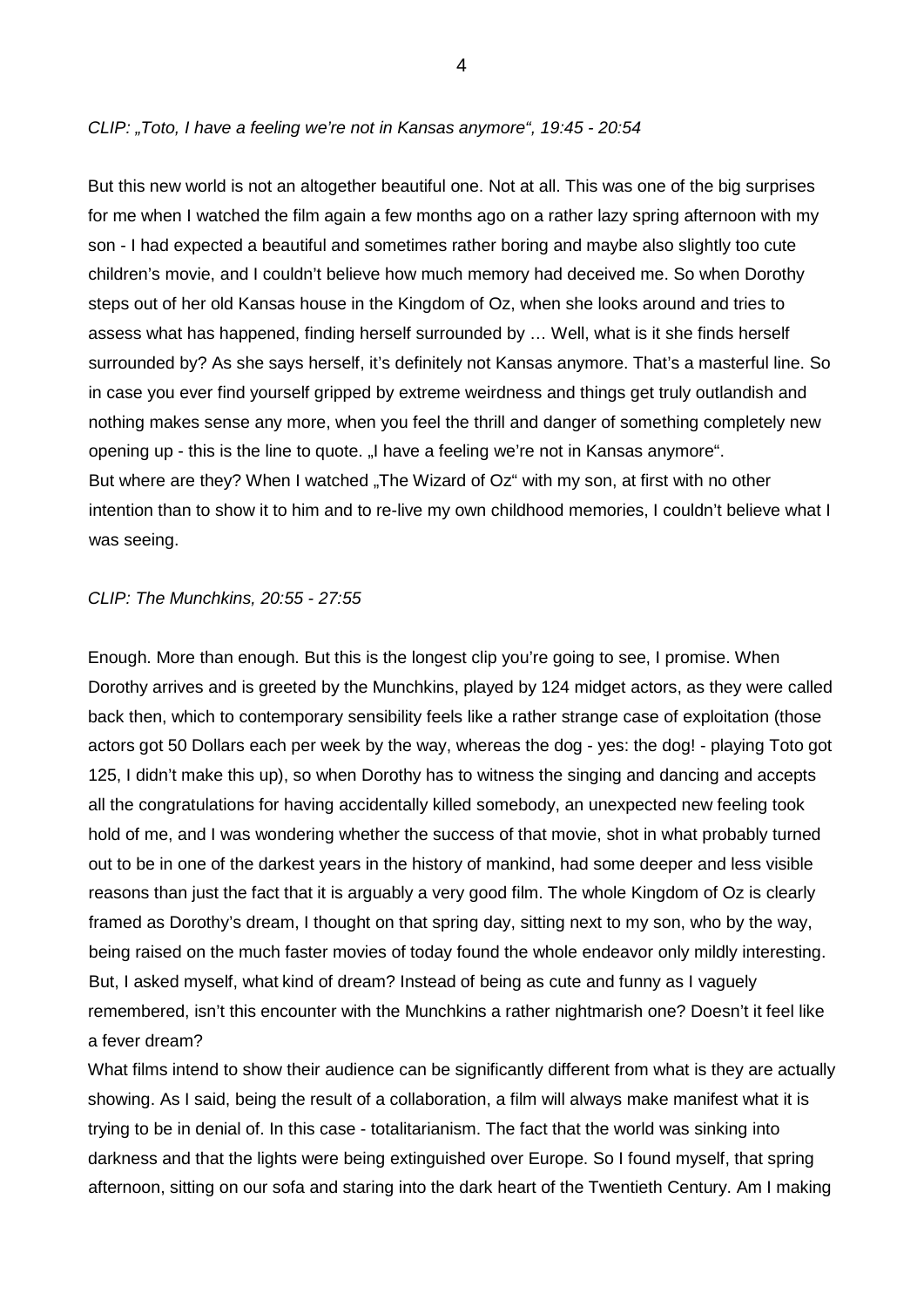*CLIP: „Toto, I have a feeling we're not in Kansas anymore“, 19:45 - 20:54*

But this new world is not an altogether beautiful one. Not at all. This was one of the big surprises for me when I watched the film again a few months ago on a rather lazy spring afternoon with my son - I had expected a beautiful and sometimes rather boring and maybe also slightly too cute children's movie, and I couldn't believe how much memory had deceived me. So when Dorothy steps out of her old Kansas house in the Kingdom of Oz, when she looks around and tries to assess what has happened, finding herself surrounded by … Well, what is it she finds herself surrounded by? As she says herself, it's definitely not Kansas anymore. That's a masterful line. So in case you ever find yourself gripped by extreme weirdness and things get truly outlandish and nothing makes sense any more, when you feel the thrill and danger of something completely new opening up - this is the line to quote. „I have a feeling we're not in Kansas anymore“.
But where are they? When I watched „The Wizard of Oz“ with my son, at first with no other intention than to show it to him and to re-live my own childhood memories, I couldn't believe what I was seeing.

*CLIP: The Munchkins, 20:55 - 27:55*

Enough. More than enough. But this is the longest clip you're going to see, I promise. When Dorothy arrives and is greeted by the Munchkins, played by 124 midget actors, as they were called back then, which to contemporary sensibility feels like a rather strange case of exploitation (those actors got 50 Dollars each per week by the way, whereas the dog - yes: the dog! - playing Toto got 125, I didn't make this up), so when Dorothy has to witness the singing and dancing and accepts all the congratulations for having accidentally killed somebody, an unexpected new feeling took hold of me, and I was wondering whether the success of that movie, shot in what probably turned out to be in one of the darkest years in the history of mankind, had some deeper and less visible reasons than just the fact that it is arguably a very good film. The whole Kingdom of Oz is clearly framed as Dorothy's dream, I thought on that spring day, sitting next to my son, who by the way, being raised on the much faster movies of today found the whole endeavor only mildly interesting. But, I asked myself, what kind of dream? Instead of being as cute and funny as I vaguely remembered, isn't this encounter with the Munchkins a rather nightmarish one? Doesn't it feel like a fever dream?
What films intend to show their audience can be significantly different from what is they are actually showing. As I said, being the result of a collaboration, a film will always make manifest what it is trying to be in denial of. In this case - totalitarianism. The fact that the world was sinking into darkness and that the lights were being extinguished over Europe. So I found myself, that spring afternoon, sitting on our sofa and staring into the dark heart of the Twentieth Century. Am I making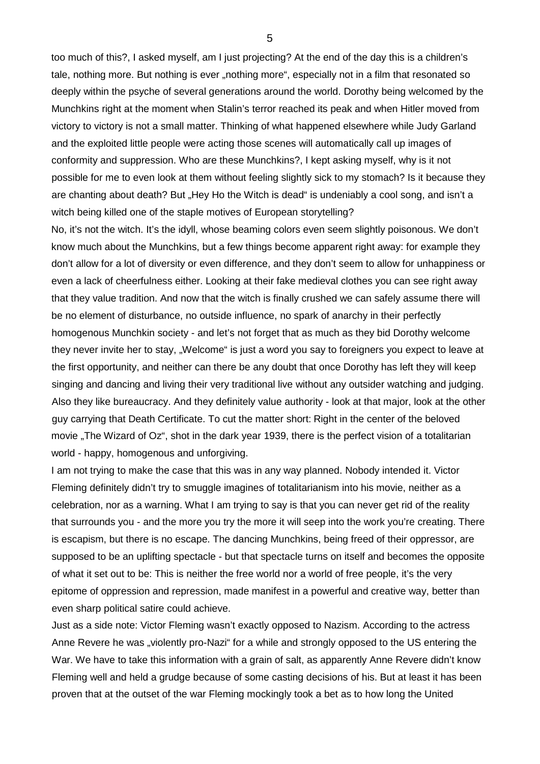too much of this?, I asked myself, am I just projecting? At the end of the day this is a children's tale, nothing more. But nothing is ever „nothing more“, especially not in a film that resonated so deeply within the psyche of several generations around the world. Dorothy being welcomed by the Munchkins right at the moment when Stalin's terror reached its peak and when Hitler moved from victory to victory is not a small matter. Thinking of what happened elsewhere while Judy Garland and the exploited little people were acting those scenes will automatically call up images of conformity and suppression. Who are these Munchkins?, I kept asking myself, why is it not possible for me to even look at them without feeling slightly sick to my stomach? Is it because they are chanting about death? But „Hey Ho the Witch is dead“ is undeniably a cool song, and isn't a witch being killed one of the staple motives of European storytelling?

No, it's not the witch. It's the idyll, whose beaming colors even seem slightly poisonous. We don't know much about the Munchkins, but a few things become apparent right away: for example they don't allow for a lot of diversity or even difference, and they don't seem to allow for unhappiness or even a lack of cheerfulness either. Looking at their fake medieval clothes you can see right away that they value tradition. And now that the witch is finally crushed we can safely assume there will be no element of disturbance, no outside influence, no spark of anarchy in their perfectly homogenous Munchkin society - and let's not forget that as much as they bid Dorothy welcome they never invite her to stay, „Welcome“ is just a word you say to foreigners you expect to leave at the first opportunity, and neither can there be any doubt that once Dorothy has left they will keep singing and dancing and living their very traditional live without any outsider watching and judging. Also they like bureaucracy. And they definitely value authority - look at that major, look at the other guy carrying that Death Certificate. To cut the matter short: Right in the center of the beloved movie „The Wizard of Oz“, shot in the dark year 1939, there is the perfect vision of a totalitarian world - happy, homogenous and unforgiving.

I am not trying to make the case that this was in any way planned. Nobody intended it. Victor Fleming definitely didn't try to smuggle imagines of totalitarianism into his movie, neither as a celebration, nor as a warning. What I am trying to say is that you can never get rid of the reality that surrounds you - and the more you try the more it will seep into the work you're creating. There is escapism, but there is no escape. The dancing Munchkins, being freed of their oppressor, are supposed to be an uplifting spectacle - but that spectacle turns on itself and becomes the opposite of what it set out to be: This is neither the free world nor a world of free people, it's the very epitome of oppression and repression, made manifest in a powerful and creative way, better than even sharp political satire could achieve.

Just as a side note: Victor Fleming wasn't exactly opposed to Nazism. According to the actress Anne Revere he was „violently pro-Nazi“ for a while and strongly opposed to the US entering the War. We have to take this information with a grain of salt, as apparently Anne Revere didn't know Fleming well and held a grudge because of some casting decisions of his. But at least it has been proven that at the outset of the war Fleming mockingly took a bet as to how long the United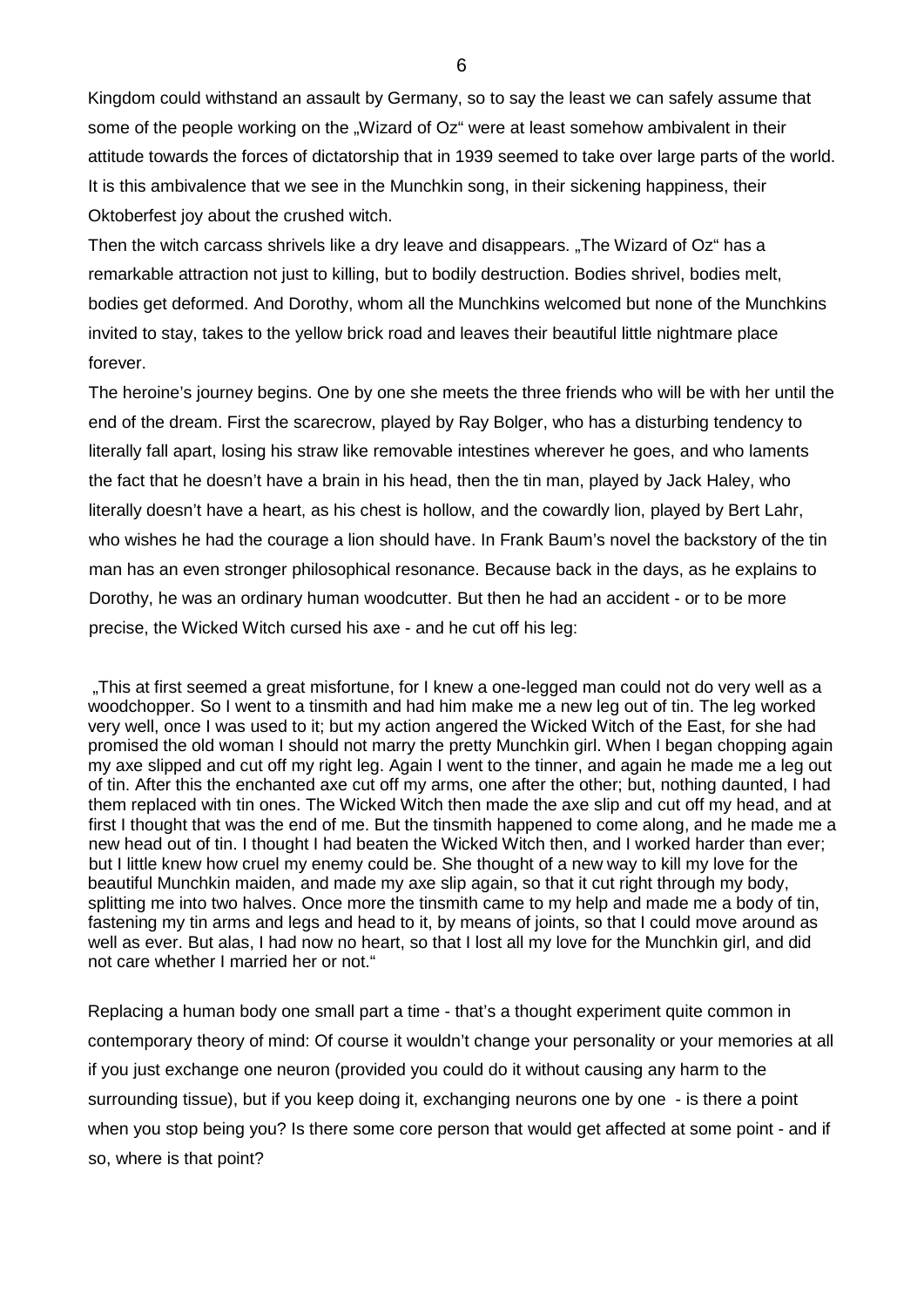Kingdom could withstand an assault by Germany, so to say the least we can safely assume that some of the people working on the „Wizard of Oz" were at least somehow ambivalent in their attitude towards the forces of dictatorship that in 1939 seemed to take over large parts of the world. It is this ambivalence that we see in the Munchkin song, in their sickening happiness, their Oktoberfest joy about the crushed witch.

Then the witch carcass shrivels like a dry leave and disappears. „The Wizard of Oz" has a remarkable attraction not just to killing, but to bodily destruction. Bodies shrivel, bodies melt, bodies get deformed. And Dorothy, whom all the Munchkins welcomed but none of the Munchkins invited to stay, takes to the yellow brick road and leaves their beautiful little nightmare place forever.

The heroine's journey begins. One by one she meets the three friends who will be with her until the end of the dream. First the scarecrow, played by Ray Bolger, who has a disturbing tendency to literally fall apart, losing his straw like removable intestines wherever he goes, and who laments the fact that he doesn't have a brain in his head, then the tin man, played by Jack Haley, who literally doesn't have a heart, as his chest is hollow, and the cowardly lion, played by Bert Lahr, who wishes he had the courage a lion should have. In Frank Baum's novel the backstory of the tin man has an even stronger philosophical resonance. Because back in the days, as he explains to Dorothy, he was an ordinary human woodcutter. But then he had an accident - or to be more precise, the Wicked Witch cursed his axe - and he cut off his leg:

> „This at first seemed a great misfortune, for I knew a one-legged man could not do very well as a woodchopper. So I went to a tinsmith and had him make me a new leg out of tin. The leg worked very well, once I was used to it; but my action angered the Wicked Witch of the East, for she had promised the old woman I should not marry the pretty Munchkin girl. When I began chopping again my axe slipped and cut off my right leg. Again I went to the tinner, and again he made me a leg out of tin. After this the enchanted axe cut off my arms, one after the other; but, nothing daunted, I had them replaced with tin ones. The Wicked Witch then made the axe slip and cut off my head, and at first I thought that was the end of me. But the tinsmith happened to come along, and he made me a new head out of tin. I thought I had beaten the Wicked Witch then, and I worked harder than ever; but I little knew how cruel my enemy could be. She thought of a new way to kill my love for the beautiful Munchkin maiden, and made my axe slip again, so that it cut right through my body, splitting me into two halves. Once more the tinsmith came to my help and made me a body of tin, fastening my tin arms and legs and head to it, by means of joints, so that I could move around as well as ever. But alas, I had now no heart, so that I lost all my love for the Munchkin girl, and did not care whether I married her or not."

Replacing a human body one small part a time - that's a thought experiment quite common in contemporary theory of mind: Of course it wouldn't change your personality or your memories at all if you just exchange one neuron (provided you could do it without causing any harm to the surrounding tissue), but if you keep doing it, exchanging neurons one by one - is there a point when you stop being you? Is there some core person that would get affected at some point - and if so, where is that point?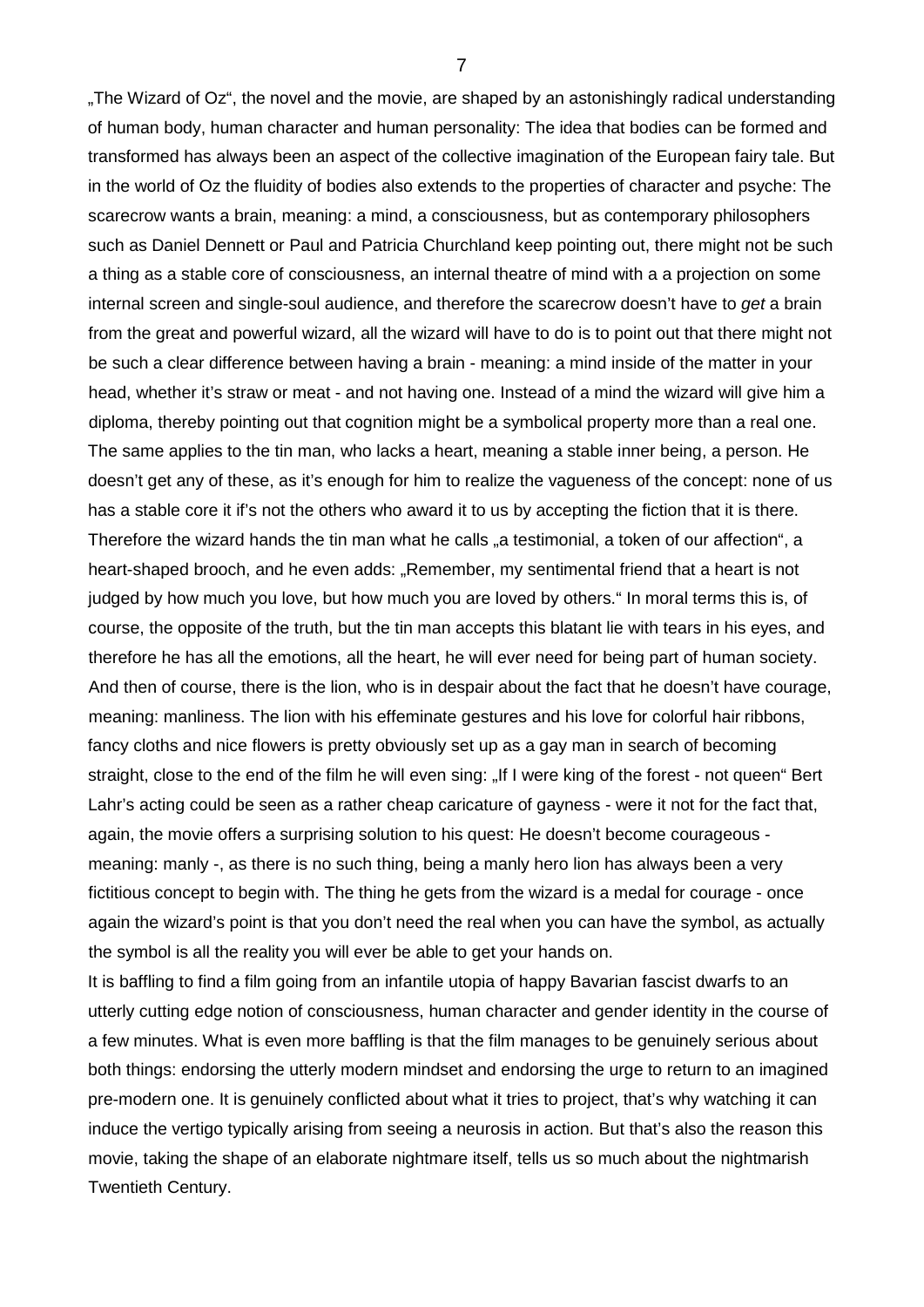„The Wizard of Oz", the novel and the movie, are shaped by an astonishingly radical understanding of human body, human character and human personality: The idea that bodies can be formed and transformed has always been an aspect of the collective imagination of the European fairy tale. But in the world of Oz the fluidity of bodies also extends to the properties of character and psyche: The scarecrow wants a brain, meaning: a mind, a consciousness, but as contemporary philosophers such as Daniel Dennett or Paul and Patricia Churchland keep pointing out, there might not be such a thing as a stable core of consciousness, an internal theatre of mind with a a projection on some internal screen and single-soul audience, and therefore the scarecrow doesn't have to *get* a brain from the great and powerful wizard, all the wizard will have to do is to point out that there might not be such a clear difference between having a brain - meaning: a mind inside of the matter in your head, whether it's straw or meat - and not having one. Instead of a mind the wizard will give him a diploma, thereby pointing out that cognition might be a symbolical property more than a real one. The same applies to the tin man, who lacks a heart, meaning a stable inner being, a person. He doesn't get any of these, as it's enough for him to realize the vagueness of the concept: none of us has a stable core it if's not the others who award it to us by accepting the fiction that it is there. Therefore the wizard hands the tin man what he calls „a testimonial, a token of our affection", a heart-shaped brooch, and he even adds: „Remember, my sentimental friend that a heart is not judged by how much you love, but how much you are loved by others." In moral terms this is, of course, the opposite of the truth, but the tin man accepts this blatant lie with tears in his eyes, and therefore he has all the emotions, all the heart, he will ever need for being part of human society. And then of course, there is the lion, who is in despair about the fact that he doesn't have courage, meaning: manliness. The lion with his effeminate gestures and his love for colorful hair ribbons, fancy cloths and nice flowers is pretty obviously set up as a gay man in search of becoming straight, close to the end of the film he will even sing: „If I were king of the forest - not queen" Bert Lahr's acting could be seen as a rather cheap caricature of gayness - were it not for the fact that, again, the movie offers a surprising solution to his quest: He doesn't become courageous - meaning: manly -, as there is no such thing, being a manly hero lion has always been a very fictitious concept to begin with. The thing he gets from the wizard is a medal for courage - once again the wizard's point is that you don't need the real when you can have the symbol, as actually the symbol is all the reality you will ever be able to get your hands on.

It is baffling to find a film going from an infantile utopia of happy Bavarian fascist dwarfs to an utterly cutting edge notion of consciousness, human character and gender identity in the course of a few minutes. What is even more baffling is that the film manages to be genuinely serious about both things: endorsing the utterly modern mindset and endorsing the urge to return to an imagined pre-modern one. It is genuinely conflicted about what it tries to project, that's why watching it can induce the vertigo typically arising from seeing a neurosis in action. But that's also the reason this movie, taking the shape of an elaborate nightmare itself, tells us so much about the nightmarish Twentieth Century.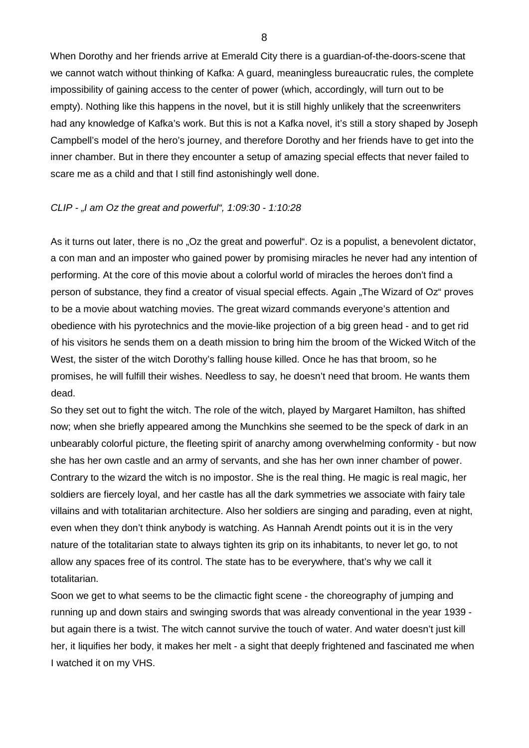When Dorothy and her friends arrive at Emerald City there is a guardian-of-the-doors-scene that we cannot watch without thinking of Kafka: A guard, meaningless bureaucratic rules, the complete impossibility of gaining access to the center of power (which, accordingly, will turn out to be empty). Nothing like this happens in the novel, but it is still highly unlikely that the screenwriters had any knowledge of Kafka's work. But this is not a Kafka novel, it's still a story shaped by Joseph Campbell's model of the hero's journey, and therefore Dorothy and her friends have to get into the inner chamber. But in there they encounter a setup of amazing special effects that never failed to scare me as a child and that I still find astonishingly well done.

*CLIP - „I am Oz the great and powerful", 1:09:30 - 1:10:28*

As it turns out later, there is no „Oz the great and powerful". Oz is a populist, a benevolent dictator, a con man and an imposter who gained power by promising miracles he never had any intention of performing. At the core of this movie about a colorful world of miracles the heroes don't find a person of substance, they find a creator of visual special effects. Again „The Wizard of Oz" proves to be a movie about watching movies. The great wizard commands everyone's attention and obedience with his pyrotechnics and the movie-like projection of a big green head - and to get rid of his visitors he sends them on a death mission to bring him the broom of the Wicked Witch of the West, the sister of the witch Dorothy's falling house killed. Once he has that broom, so he promises, he will fulfill their wishes. Needless to say, he doesn't need that broom. He wants them dead.

So they set out to fight the witch. The role of the witch, played by Margaret Hamilton, has shifted now; when she briefly appeared among the Munchkins she seemed to be the speck of dark in an unbearably colorful picture, the fleeting spirit of anarchy among overwhelming conformity - but now she has her own castle and an army of servants, and she has her own inner chamber of power. Contrary to the wizard the witch is no impostor. She is the real thing. He magic is real magic, her soldiers are fiercely loyal, and her castle has all the dark symmetries we associate with fairy tale villains and with totalitarian architecture. Also her soldiers are singing and parading, even at night, even when they don't think anybody is watching. As Hannah Arendt points out it is in the very nature of the totalitarian state to always tighten its grip on its inhabitants, to never let go, to not allow any spaces free of its control. The state has to be everywhere, that's why we call it totalitarian.

Soon we get to what seems to be the climactic fight scene - the choreography of jumping and running up and down stairs and swinging swords that was already conventional in the year 1939 - but again there is a twist. The witch cannot survive the touch of water. And water doesn't just kill her, it liquifies her body, it makes her melt - a sight that deeply frightened and fascinated me when I watched it on my VHS.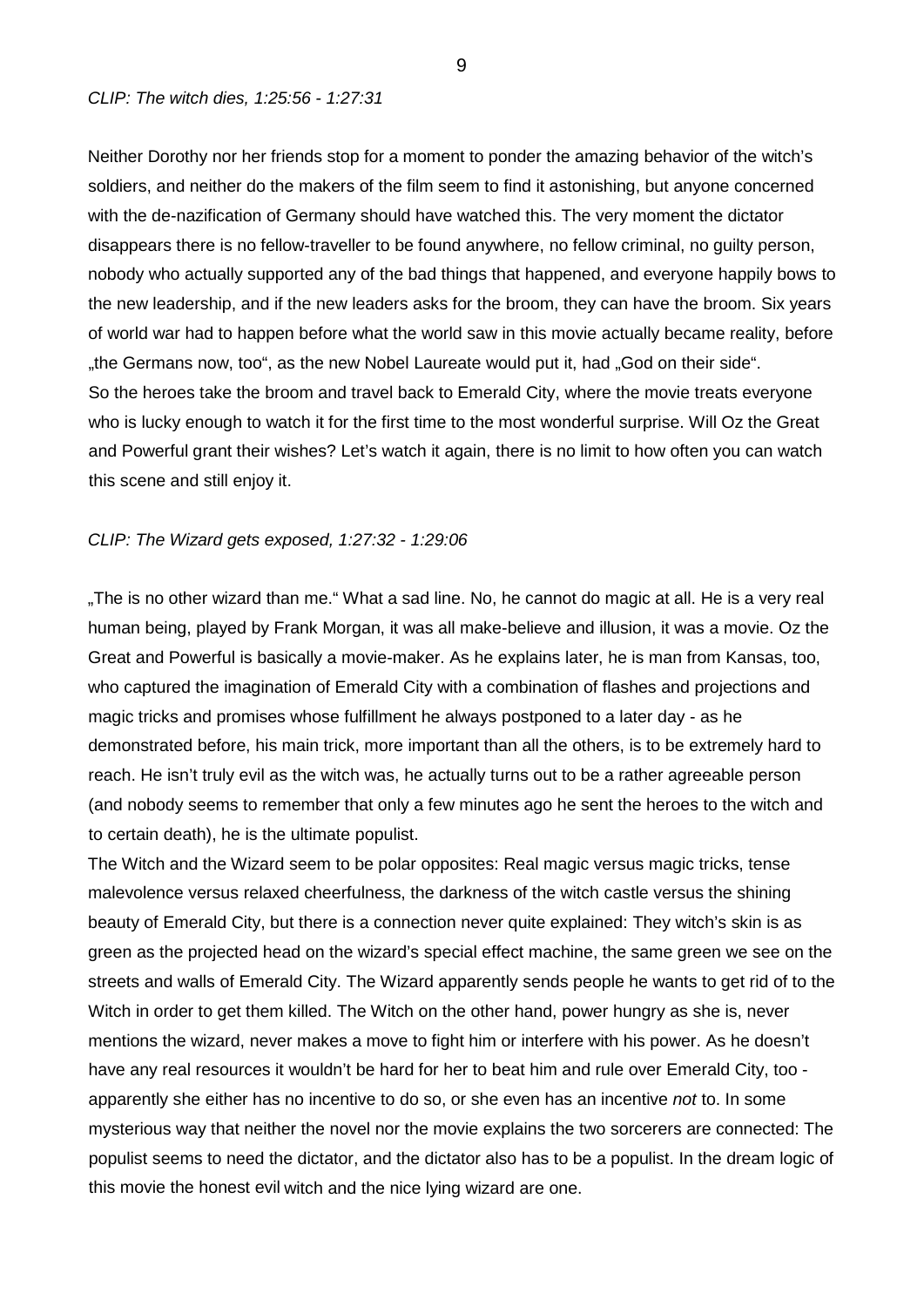*CLIP: The witch dies, 1:25:56 - 1:27:31*

Neither Dorothy nor her friends stop for a moment to ponder the amazing behavior of the witch's soldiers, and neither do the makers of the film seem to find it astonishing, but anyone concerned with the de-nazification of Germany should have watched this. The very moment the dictator disappears there is no fellow-traveller to be found anywhere, no fellow criminal, no guilty person, nobody who actually supported any of the bad things that happened, and everyone happily bows to the new leadership, and if the new leaders asks for the broom, they can have the broom. Six years of world war had to happen before what the world saw in this movie actually became reality, before „the Germans now, too", as the new Nobel Laureate would put it, had „God on their side".

So the heroes take the broom and travel back to Emerald City, where the movie treats everyone who is lucky enough to watch it for the first time to the most wonderful surprise. Will Oz the Great and Powerful grant their wishes? Let's watch it again, there is no limit to how often you can watch this scene and still enjoy it.

*CLIP: The Wizard gets exposed, 1:27:32 - 1:29:06*

„The is no other wizard than me." What a sad line. No, he cannot do magic at all. He is a very real human being, played by Frank Morgan, it was all make-believe and illusion, it was a movie. Oz the Great and Powerful is basically a movie-maker. As he explains later, he is man from Kansas, too, who captured the imagination of Emerald City with a combination of flashes and projections and magic tricks and promises whose fulfillment he always postponed to a later day - as he demonstrated before, his main trick, more important than all the others, is to be extremely hard to reach. He isn't truly evil as the witch was, he actually turns out to be a rather agreeable person (and nobody seems to remember that only a few minutes ago he sent the heroes to the witch and to certain death), he is the ultimate populist.

The Witch and the Wizard seem to be polar opposites: Real magic versus magic tricks, tense malevolence versus relaxed cheerfulness, the darkness of the witch castle versus the shining beauty of Emerald City, but there is a connection never quite explained: They witch's skin is as green as the projected head on the wizard's special effect machine, the same green we see on the streets and walls of Emerald City. The Wizard apparently sends people he wants to get rid of to the Witch in order to get them killed. The Witch on the other hand, power hungry as she is, never mentions the wizard, never makes a move to fight him or interfere with his power. As he doesn't have any real resources it wouldn't be hard for her to beat him and rule over Emerald City, too - apparently she either has no incentive to do so, or she even has an incentive *not* to. In some mysterious way that neither the novel nor the movie explains the two sorcerers are connected: The populist seems to need the dictator, and the dictator also has to be a populist. In the dream logic of this movie the honest evil witch and the nice lying wizard are one.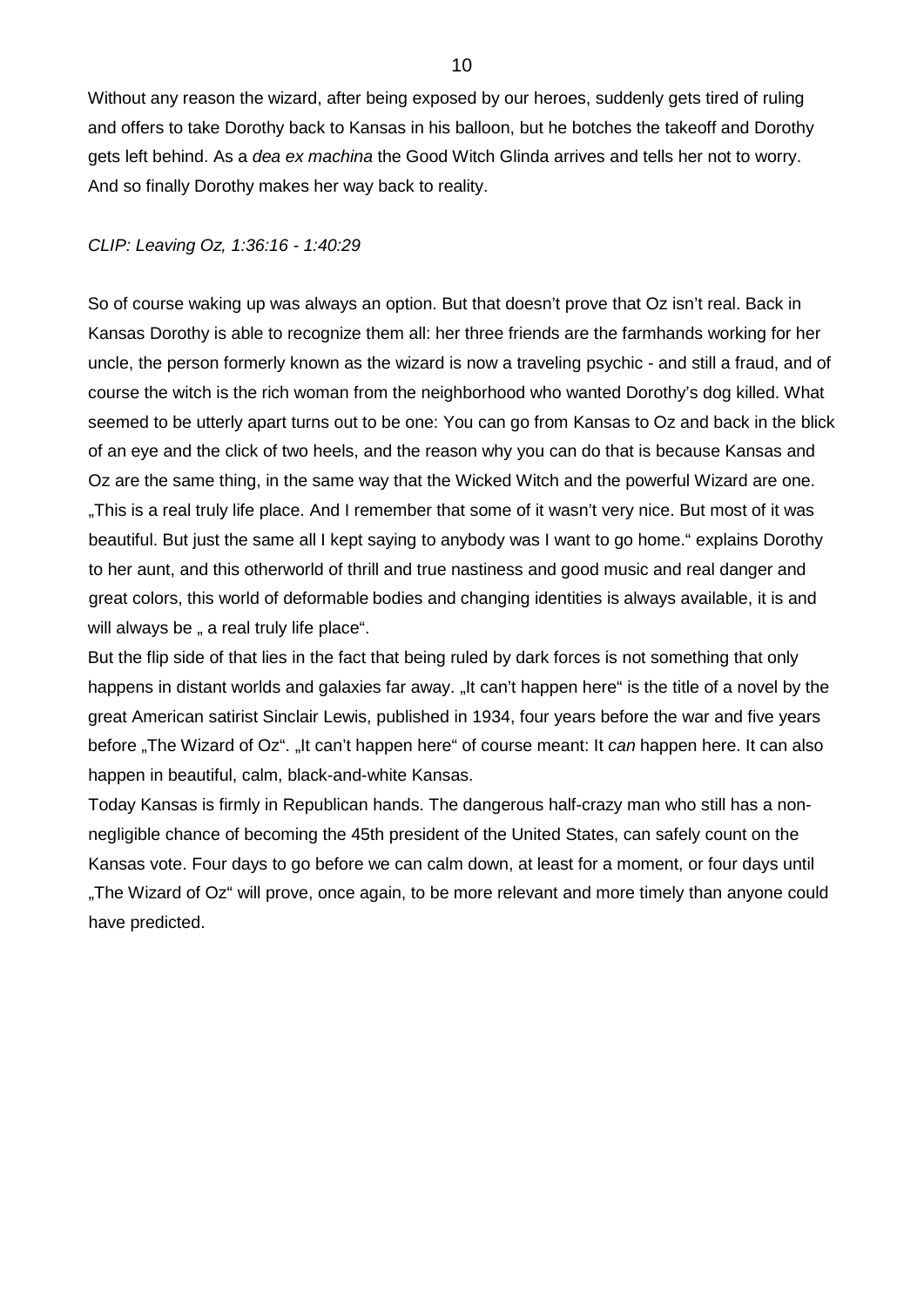Without any reason the wizard, after being exposed by our heroes, suddenly gets tired of ruling and offers to take Dorothy back to Kansas in his balloon, but he botches the takeoff and Dorothy gets left behind. As a *dea ex machina* the Good Witch Glinda arrives and tells her not to worry. And so finally Dorothy makes her way back to reality.

*CLIP: Leaving Oz, 1:36:16 - 1:40:29*

So of course waking up was always an option. But that doesn't prove that Oz isn't real. Back in Kansas Dorothy is able to recognize them all: her three friends are the farmhands working for her uncle, the person formerly known as the wizard is now a traveling psychic - and still a fraud, and of course the witch is the rich woman from the neighborhood who wanted Dorothy's dog killed. What seemed to be utterly apart turns out to be one: You can go from Kansas to Oz and back in the blick of an eye and the click of two heels, and the reason why you can do that is because Kansas and Oz are the same thing, in the same way that the Wicked Witch and the powerful Wizard are one. „This is a real truly life place. And I remember that some of it wasn't very nice. But most of it was beautiful. But just the same all I kept saying to anybody was I want to go home." explains Dorothy to her aunt, and this otherworld of thrill and true nastiness and good music and real danger and great colors, this world of deformable bodies and changing identities is always available, it is and will always be „ a real truly life place".

But the flip side of that lies in the fact that being ruled by dark forces is not something that only happens in distant worlds and galaxies far away. „It can't happen here" is the title of a novel by the great American satirist Sinclair Lewis, published in 1934, four years before the war and five years before „The Wizard of Oz". „It can't happen here" of course meant: It *can* happen here. It can also happen in beautiful, calm, black-and-white Kansas.

Today Kansas is firmly in Republican hands. The dangerous half-crazy man who still has a non-negligible chance of becoming the 45th president of the United States, can safely count on the Kansas vote. Four days to go before we can calm down, at least for a moment, or four days until „The Wizard of Oz" will prove, once again, to be more relevant and more timely than anyone could have predicted.